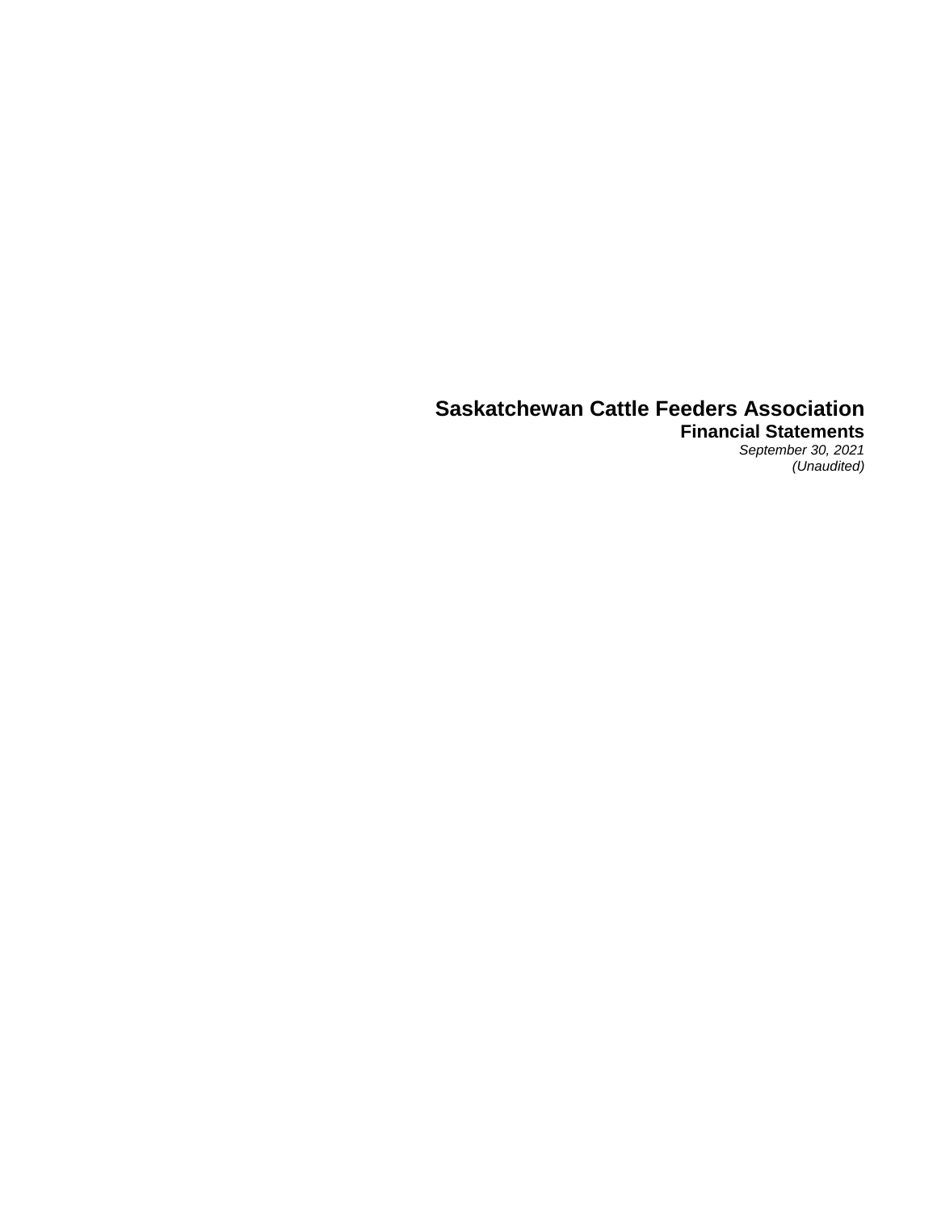# Saskatchewan Cattle Feeders Association

## Financial Statements

*September 30, 2021*

*(Unaudited)*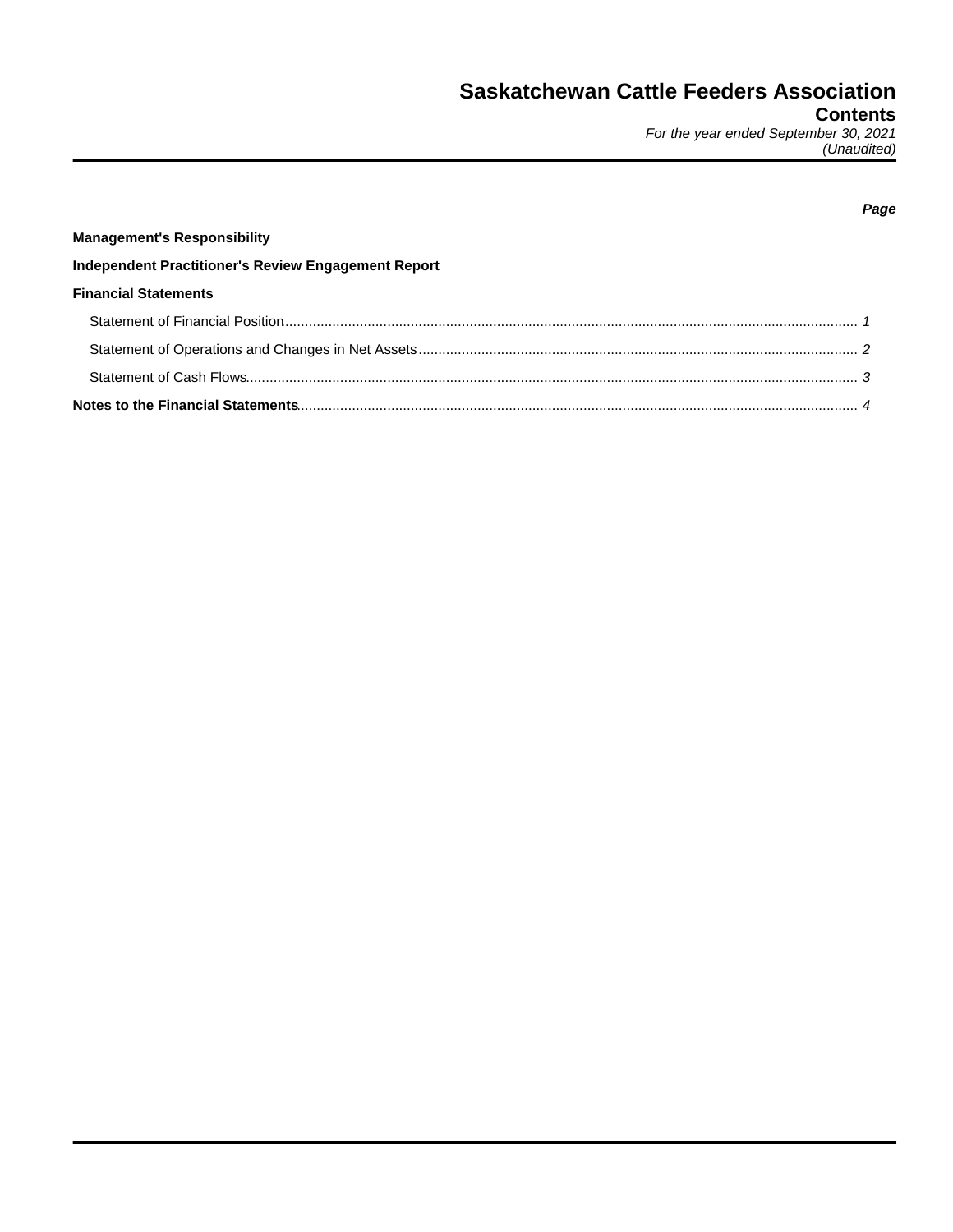# Saskatchewan Cattle Feeders Association

## Contents

*For the year ended September 30, 2021*
*(Unaudited)*

| | *Page* |
|---|---|
| **Management's Responsibility** | |
| **Independent Practitioner's Review Engagement Report** | |
| **Financial Statements** | |
| Statement of Financial Position | *1* |
| Statement of Operations and Changes in Net Assets | *2* |
| Statement of Cash Flows | *3* |
| **Notes to the Financial Statements** | *4* |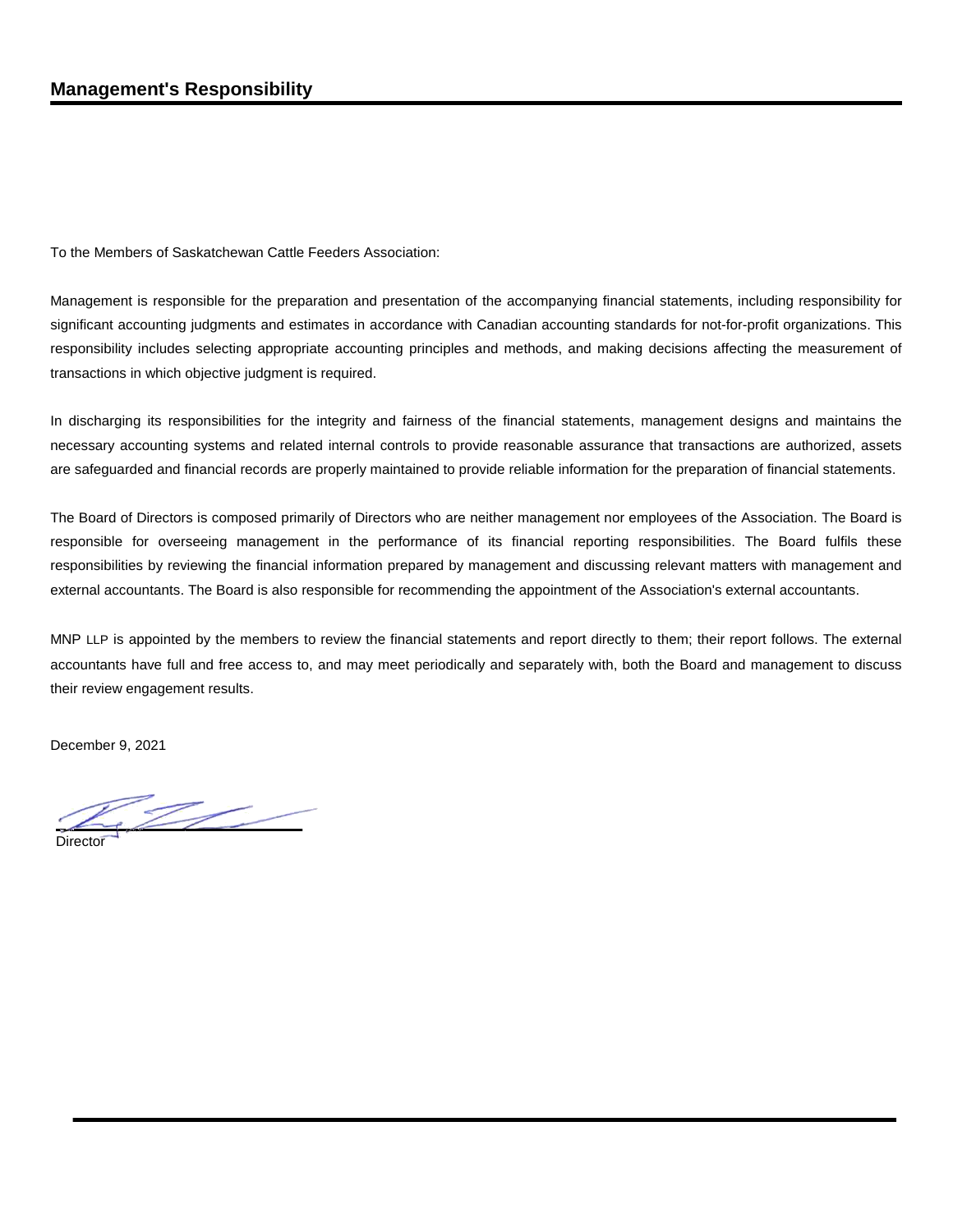## Management's Responsibility

To the Members of Saskatchewan Cattle Feeders Association:

Management is responsible for the preparation and presentation of the accompanying financial statements, including responsibility for significant accounting judgments and estimates in accordance with Canadian accounting standards for not-for-profit organizations. This responsibility includes selecting appropriate accounting principles and methods, and making decisions affecting the measurement of transactions in which objective judgment is required.

In discharging its responsibilities for the integrity and fairness of the financial statements, management designs and maintains the necessary accounting systems and related internal controls to provide reasonable assurance that transactions are authorized, assets are safeguarded and financial records are properly maintained to provide reliable information for the preparation of financial statements.

The Board of Directors is composed primarily of Directors who are neither management nor employees of the Association. The Board is responsible for overseeing management in the performance of its financial reporting responsibilities. The Board fulfils these responsibilities by reviewing the financial information prepared by management and discussing relevant matters with management and external accountants. The Board is also responsible for recommending the appointment of the Association's external accountants.

MNP LLP is appointed by the members to review the financial statements and report directly to them; their report follows. The external accountants have full and free access to, and may meet periodically and separately with, both the Board and management to discuss their review engagement results.

December 9, 2021

Director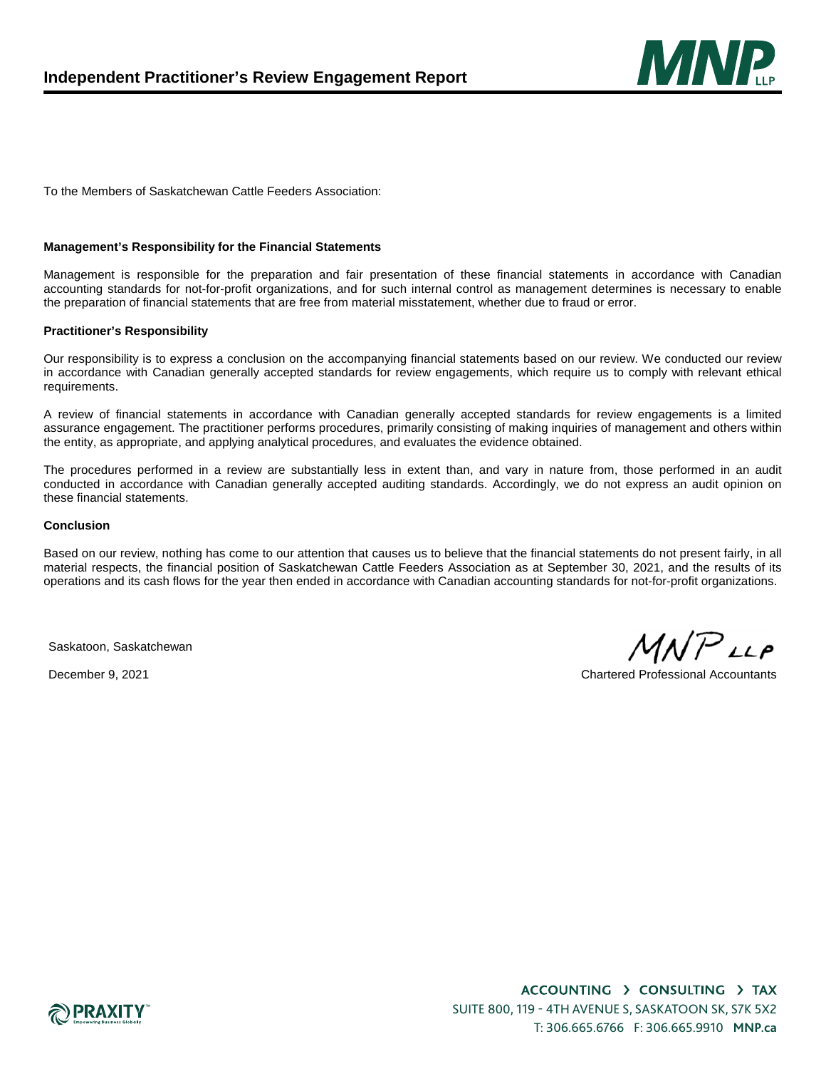# Independent Practitioner's Review Engagement Report

To the Members of Saskatchewan Cattle Feeders Association:

**Management's Responsibility for the Financial Statements**

Management is responsible for the preparation and fair presentation of these financial statements in accordance with Canadian accounting standards for not-for-profit organizations, and for such internal control as management determines is necessary to enable the preparation of financial statements that are free from material misstatement, whether due to fraud or error.

**Practitioner's Responsibility**

Our responsibility is to express a conclusion on the accompanying financial statements based on our review. We conducted our review in accordance with Canadian generally accepted standards for review engagements, which require us to comply with relevant ethical requirements.

A review of financial statements in accordance with Canadian generally accepted standards for review engagements is a limited assurance engagement. The practitioner performs procedures, primarily consisting of making inquiries of management and others within the entity, as appropriate, and applying analytical procedures, and evaluates the evidence obtained.

The procedures performed in a review are substantially less in extent than, and vary in nature from, those performed in an audit conducted in accordance with Canadian generally accepted auditing standards. Accordingly, we do not express an audit opinion on these financial statements.

**Conclusion**

Based on our review, nothing has come to our attention that causes us to believe that the financial statements do not present fairly, in all material respects, the financial position of Saskatchewan Cattle Feeders Association as at September 30, 2021, and the results of its operations and its cash flows for the year then ended in accordance with Canadian accounting standards for not-for-profit organizations.

Saskatoon, Saskatchewan

December 9, 2021

MNP LLP

Chartered Professional Accountants

ACCOUNTING › CONSULTING › TAX

SUITE 800, 119 - 4TH AVENUE S, SASKATOON SK, S7K 5X2

T: 306.665.6766 F: 306.665.9910 MNP.ca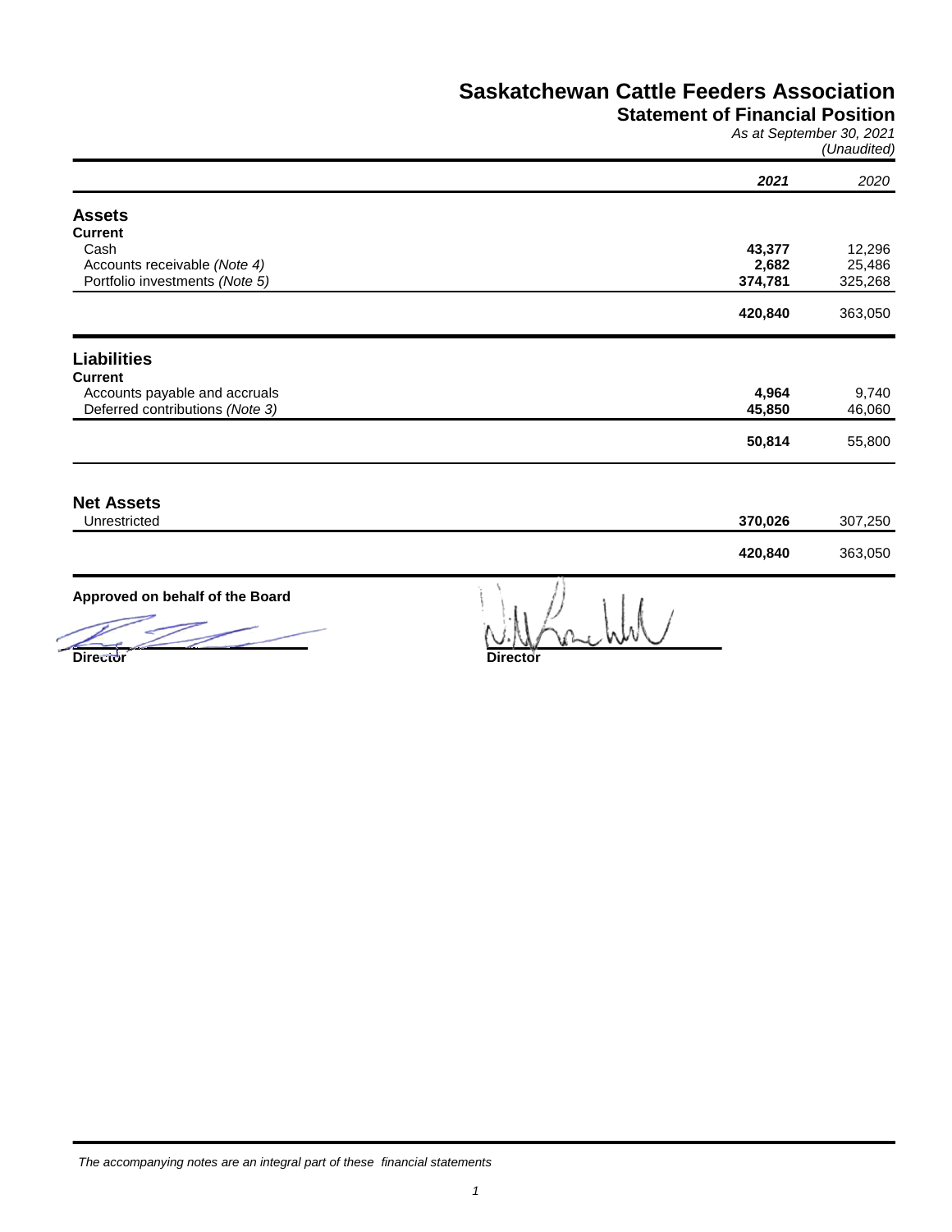# Saskatchewan Cattle Feeders Association

## Statement of Financial Position

*As at September 30, 2021*
*(Unaudited)*

| | ***2021*** | *2020* |
|---|---|---|
| **Assets** | | |
| **Current** | | |
| Cash | **43,377** | 12,296 |
| Accounts receivable *(Note 4)* | **2,682** | 25,486 |
| Portfolio investments *(Note 5)* | **374,781** | 325,268 |
| | **420,840** | 363,050 |
| **Liabilities** | | |
| **Current** | | |
| Accounts payable and accruals | **4,964** | 9,740 |
| Deferred contributions *(Note 3)* | **45,850** | 46,060 |
| | **50,814** | 55,800 |
| **Net Assets** | | |
| Unrestricted | **370,026** | 307,250 |
| | **420,840** | 363,050 |

**Approved on behalf of the Board**

**Director** **Director**

*The accompanying notes are an integral part of these financial statements*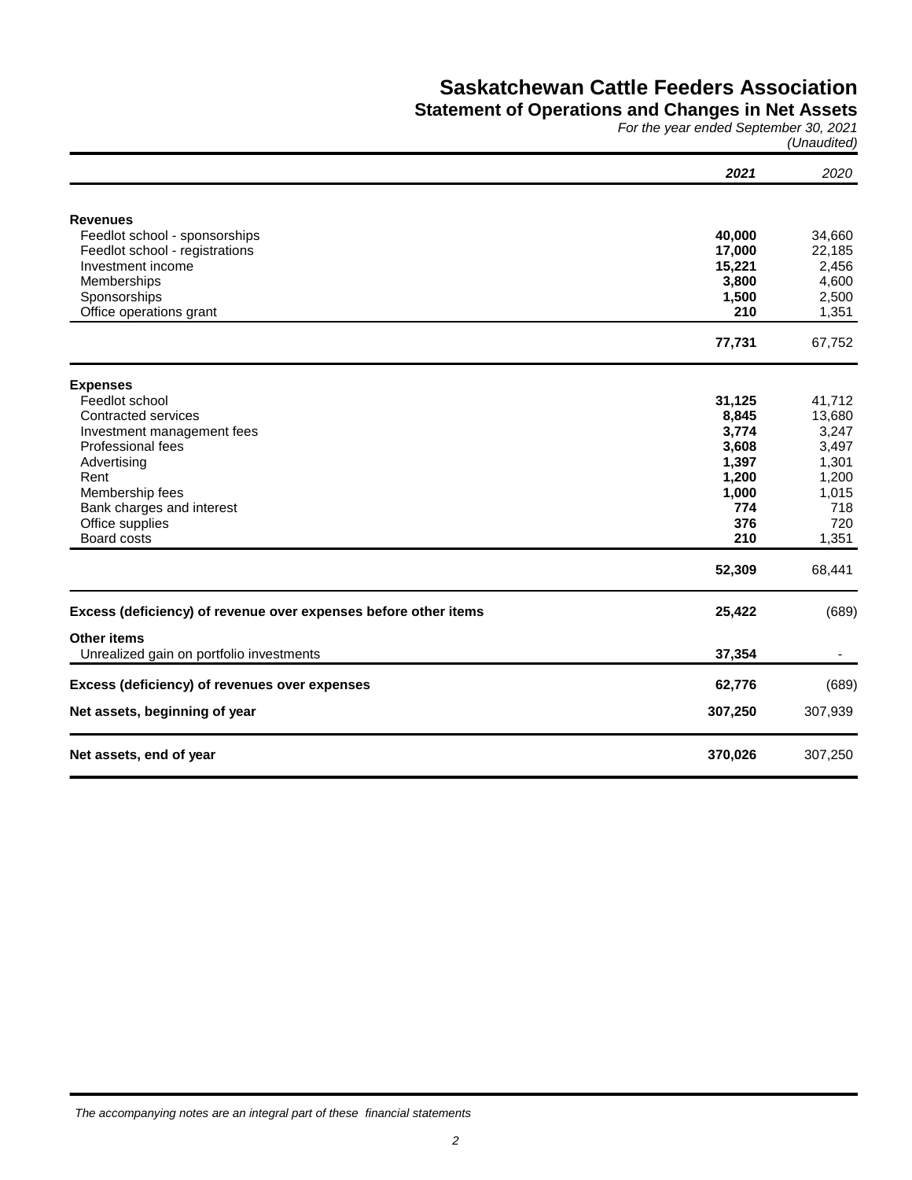# Saskatchewan Cattle Feeders Association

## Statement of Operations and Changes in Net Assets

*For the year ended September 30, 2021*

*(Unaudited)*

| | ***2021*** | *2020* |
|---|---:|---:|
| **Revenues** | | |
| Feedlot school - sponsorships | **40,000** | 34,660 |
| Feedlot school - registrations | **17,000** | 22,185 |
| Investment income | **15,221** | 2,456 |
| Memberships | **3,800** | 4,600 |
| Sponsorships | **1,500** | 2,500 |
| Office operations grant | **210** | 1,351 |
| | **77,731** | 67,752 |
| **Expenses** | | |
| Feedlot school | **31,125** | 41,712 |
| Contracted services | **8,845** | 13,680 |
| Investment management fees | **3,774** | 3,247 |
| Professional fees | **3,608** | 3,497 |
| Advertising | **1,397** | 1,301 |
| Rent | **1,200** | 1,200 |
| Membership fees | **1,000** | 1,015 |
| Bank charges and interest | **774** | 718 |
| Office supplies | **376** | 720 |
| Board costs | **210** | 1,351 |
| | **52,309** | 68,441 |
| **Excess (deficiency) of revenue over expenses before other items** | **25,422** | (689) |
| **Other items** | | |
| Unrealized gain on portfolio investments | **37,354** | - |
| **Excess (deficiency) of revenues over expenses** | **62,776** | (689) |
| **Net assets, beginning of year** | **307,250** | 307,939 |
| **Net assets, end of year** | **370,026** | 307,250 |

*The accompanying notes are an integral part of these financial statements*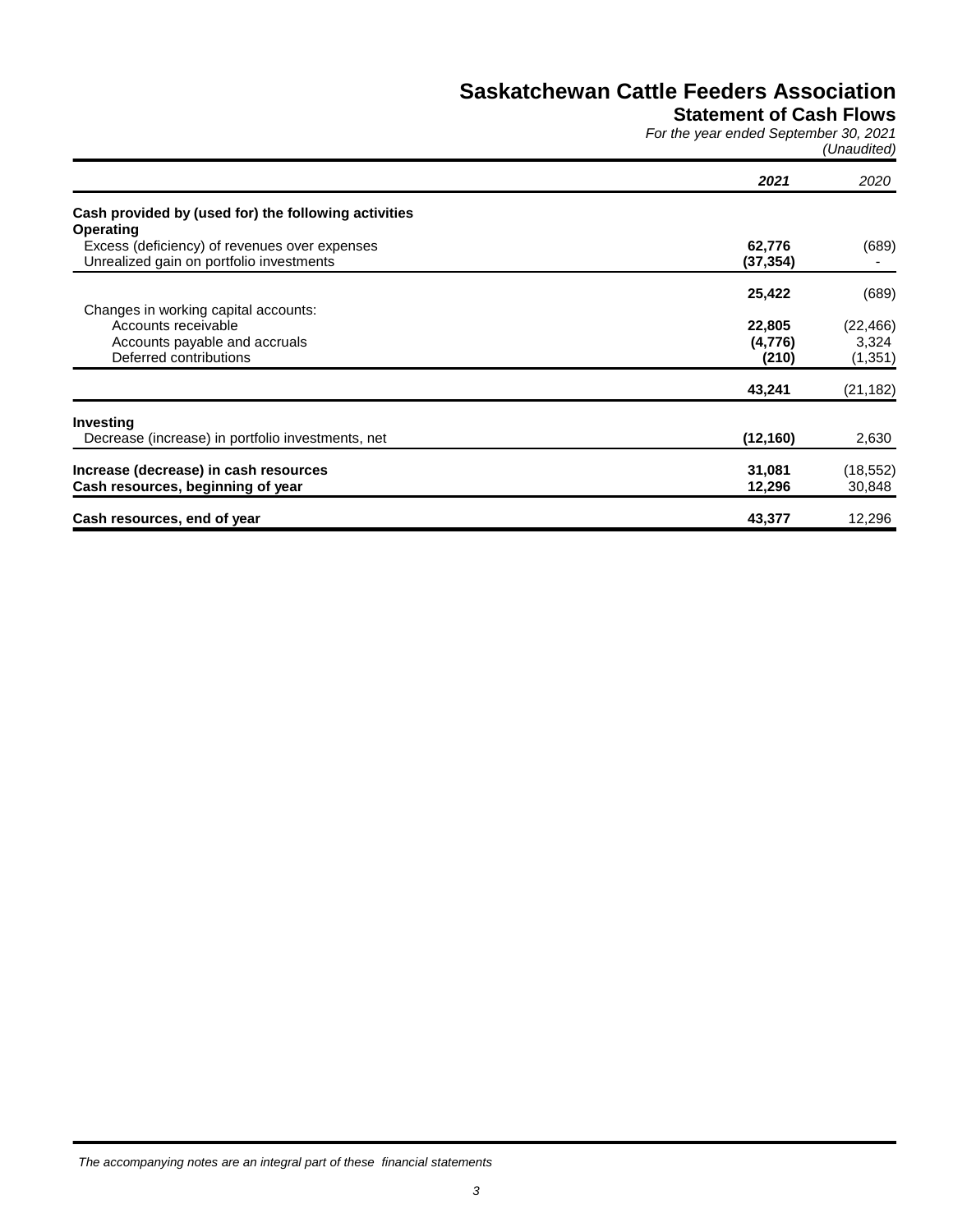# Saskatchewan Cattle Feeders Association

## Statement of Cash Flows

*For the year ended September 30, 2021*
*(Unaudited)*

| | ***2021*** | *2020* |
|---|---|---|
| **Cash provided by (used for) the following activities** | | |
| **Operating** | | |
| Excess (deficiency) of revenues over expenses | **62,776** | (689) |
| Unrealized gain on portfolio investments | **(37,354)** | - |
| | **25,422** | (689) |
| Changes in working capital accounts: | | |
| Accounts receivable | **22,805** | (22,466) |
| Accounts payable and accruals | **(4,776)** | 3,324 |
| Deferred contributions | **(210)** | (1,351) |
| | **43,241** | (21,182) |
| **Investing** | | |
| Decrease (increase) in portfolio investments, net | **(12,160)** | 2,630 |
| **Increase (decrease) in cash resources** | **31,081** | (18,552) |
| **Cash resources, beginning of year** | **12,296** | 30,848 |
| **Cash resources, end of year** | **43,377** | 12,296 |

*The accompanying notes are an integral part of these financial statements*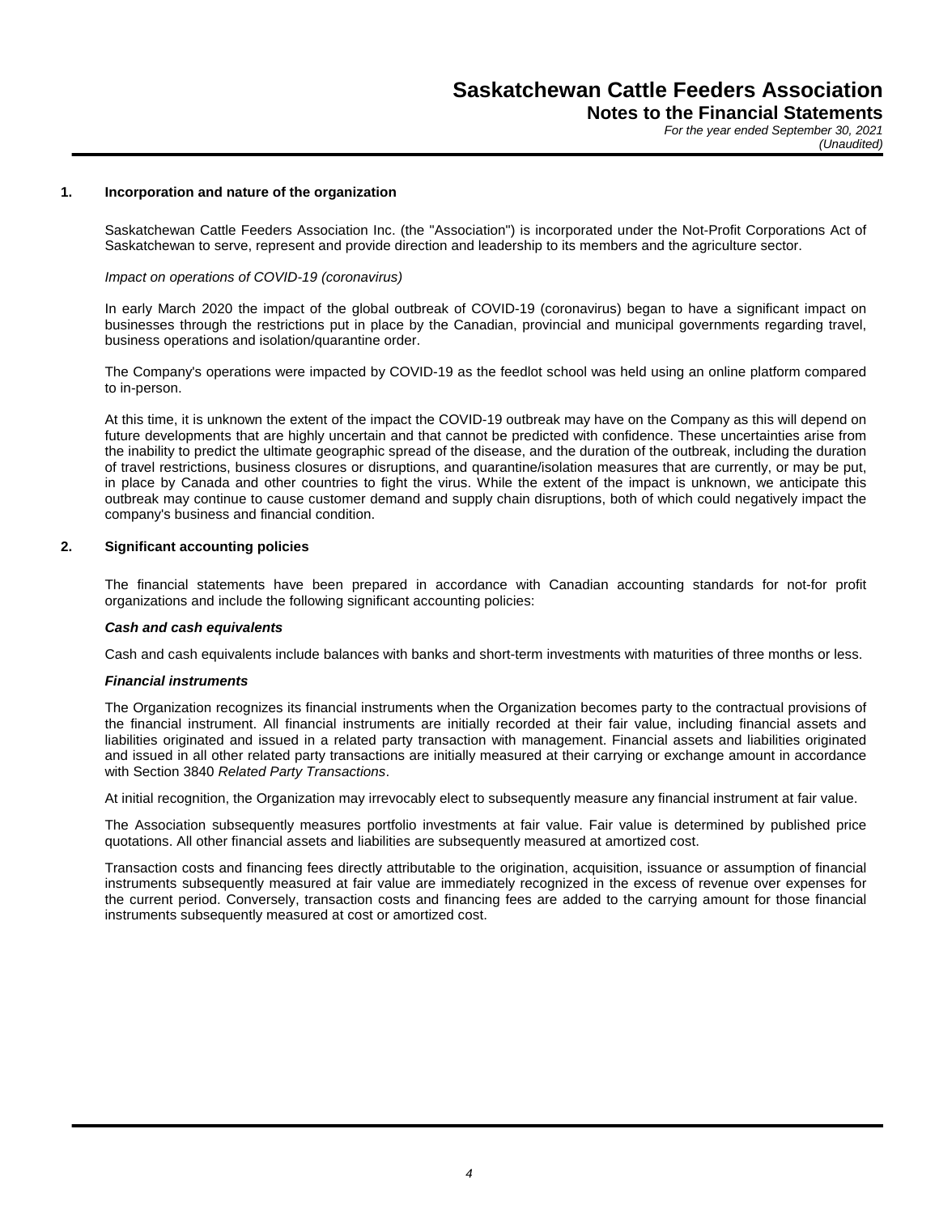# Saskatchewan Cattle Feeders Association

## Notes to the Financial Statements

*For the year ended September 30, 2021*
*(Unaudited)*

### 1. Incorporation and nature of the organization

Saskatchewan Cattle Feeders Association Inc. (the "Association") is incorporated under the Not-Profit Corporations Act of Saskatchewan to serve, represent and provide direction and leadership to its members and the agriculture sector.

*Impact on operations of COVID-19 (coronavirus)*

In early March 2020 the impact of the global outbreak of COVID-19 (coronavirus) began to have a significant impact on businesses through the restrictions put in place by the Canadian, provincial and municipal governments regarding travel, business operations and isolation/quarantine order.

The Company's operations were impacted by COVID-19 as the feedlot school was held using an online platform compared to in-person.

At this time, it is unknown the extent of the impact the COVID-19 outbreak may have on the Company as this will depend on future developments that are highly uncertain and that cannot be predicted with confidence. These uncertainties arise from the inability to predict the ultimate geographic spread of the disease, and the duration of the outbreak, including the duration of travel restrictions, business closures or disruptions, and quarantine/isolation measures that are currently, or may be put, in place by Canada and other countries to fight the virus. While the extent of the impact is unknown, we anticipate this outbreak may continue to cause customer demand and supply chain disruptions, both of which could negatively impact the company's business and financial condition.

### 2. Significant accounting policies

The financial statements have been prepared in accordance with Canadian accounting standards for not-for profit organizations and include the following significant accounting policies:

***Cash and cash equivalents***

Cash and cash equivalents include balances with banks and short-term investments with maturities of three months or less.

***Financial instruments***

The Organization recognizes its financial instruments when the Organization becomes party to the contractual provisions of the financial instrument. All financial instruments are initially recorded at their fair value, including financial assets and liabilities originated and issued in a related party transaction with management. Financial assets and liabilities originated and issued in all other related party transactions are initially measured at their carrying or exchange amount in accordance with Section 3840 *Related Party Transactions*.

At initial recognition, the Organization may irrevocably elect to subsequently measure any financial instrument at fair value.

The Association subsequently measures portfolio investments at fair value. Fair value is determined by published price quotations. All other financial assets and liabilities are subsequently measured at amortized cost.

Transaction costs and financing fees directly attributable to the origination, acquisition, issuance or assumption of financial instruments subsequently measured at fair value are immediately recognized in the excess of revenue over expenses for the current period. Conversely, transaction costs and financing fees are added to the carrying amount for those financial instruments subsequently measured at cost or amortized cost.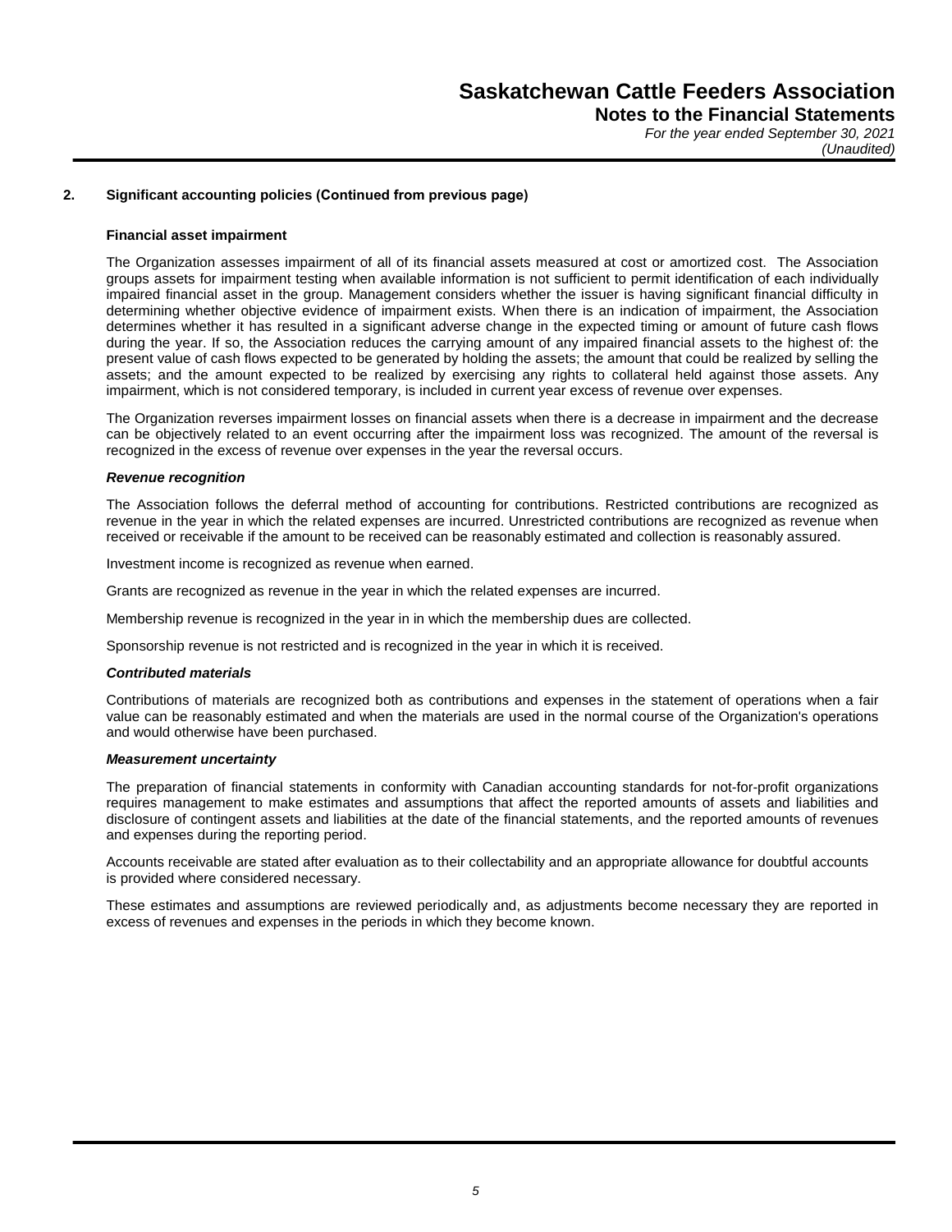# Saskatchewan Cattle Feeders Association

## Notes to the Financial Statements

*For the year ended September 30, 2021*
*(Unaudited)*

### 2. Significant accounting policies (Continued from previous page)

**Financial asset impairment**

The Organization assesses impairment of all of its financial assets measured at cost or amortized cost. The Association groups assets for impairment testing when available information is not sufficient to permit identification of each individually impaired financial asset in the group. Management considers whether the issuer is having significant financial difficulty in determining whether objective evidence of impairment exists. When there is an indication of impairment, the Association determines whether it has resulted in a significant adverse change in the expected timing or amount of future cash flows during the year. If so, the Association reduces the carrying amount of any impaired financial assets to the highest of: the present value of cash flows expected to be generated by holding the assets; the amount that could be realized by selling the assets; and the amount expected to be realized by exercising any rights to collateral held against those assets. Any impairment, which is not considered temporary, is included in current year excess of revenue over expenses.

The Organization reverses impairment losses on financial assets when there is a decrease in impairment and the decrease can be objectively related to an event occurring after the impairment loss was recognized. The amount of the reversal is recognized in the excess of revenue over expenses in the year the reversal occurs.

***Revenue recognition***

The Association follows the deferral method of accounting for contributions. Restricted contributions are recognized as revenue in the year in which the related expenses are incurred. Unrestricted contributions are recognized as revenue when received or receivable if the amount to be received can be reasonably estimated and collection is reasonably assured.

Investment income is recognized as revenue when earned.

Grants are recognized as revenue in the year in which the related expenses are incurred.

Membership revenue is recognized in the year in in which the membership dues are collected.

Sponsorship revenue is not restricted and is recognized in the year in which it is received.

***Contributed materials***

Contributions of materials are recognized both as contributions and expenses in the statement of operations when a fair value can be reasonably estimated and when the materials are used in the normal course of the Organization's operations and would otherwise have been purchased.

***Measurement uncertainty***

The preparation of financial statements in conformity with Canadian accounting standards for not-for-profit organizations requires management to make estimates and assumptions that affect the reported amounts of assets and liabilities and disclosure of contingent assets and liabilities at the date of the financial statements, and the reported amounts of revenues and expenses during the reporting period.

Accounts receivable are stated after evaluation as to their collectability and an appropriate allowance for doubtful accounts is provided where considered necessary.

These estimates and assumptions are reviewed periodically and, as adjustments become necessary they are reported in excess of revenues and expenses in the periods in which they become known.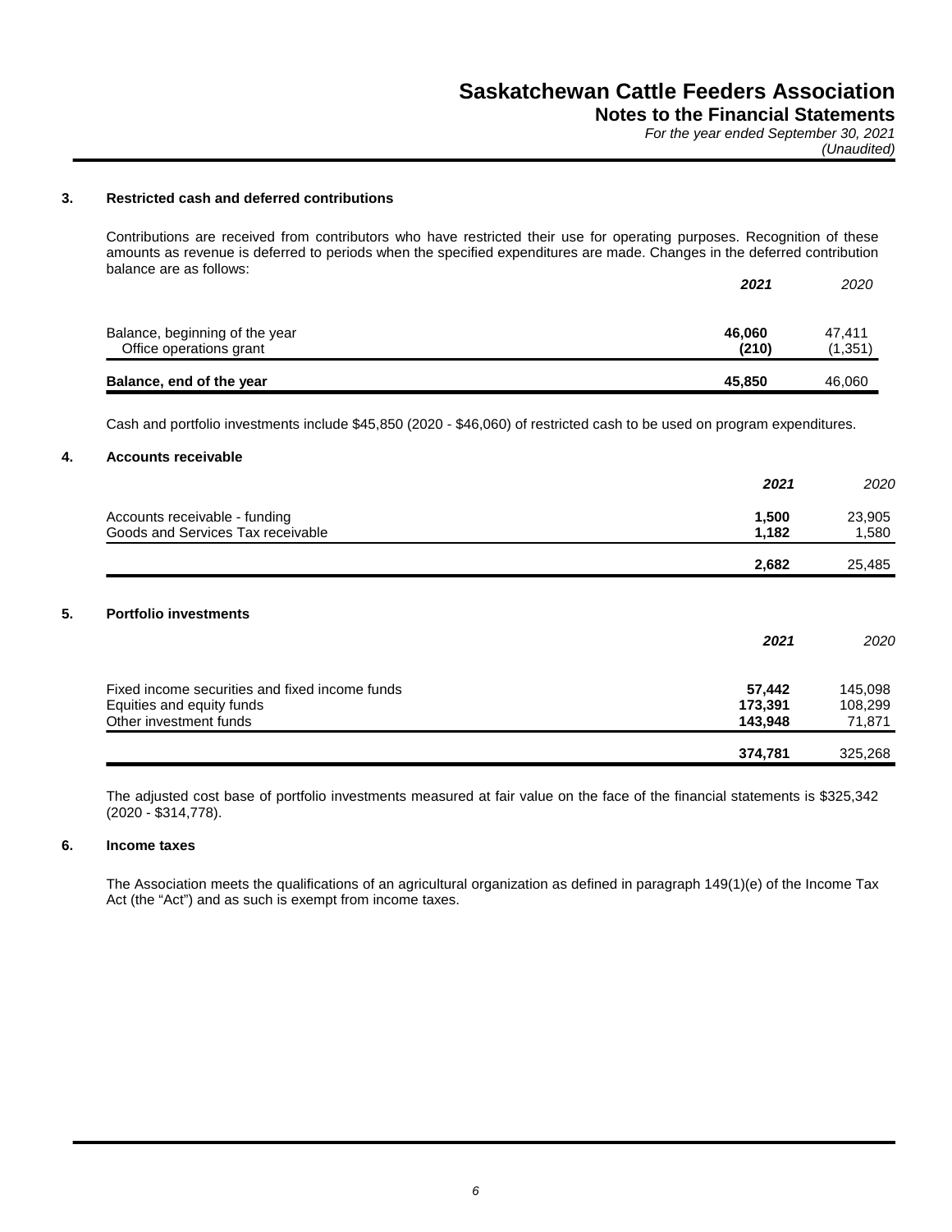## 3. Restricted cash and deferred contributions

Contributions are received from contributors who have restricted their use for operating purposes. Recognition of these amounts as revenue is deferred to periods when the specified expenditures are made. Changes in the deferred contribution balance are as follows:

| | ***2021*** | *2020* |
|---|---|---|
| Balance, beginning of the year | **46,060** | 47,411 |
| Office operations grant | **(210)** | (1,351) |
| **Balance, end of the year** | **45,850** | 46,060 |

Cash and portfolio investments include $45,850 (2020 - $46,060) of restricted cash to be used on program expenditures.

## 4. Accounts receivable

| | ***2021*** | *2020* |
|---|---|---|
| Accounts receivable - funding | **1,500** | 23,905 |
| Goods and Services Tax receivable | **1,182** | 1,580 |
| | **2,682** | 25,485 |

## 5. Portfolio investments

| | ***2021*** | *2020* |
|---|---|---|
| Fixed income securities and fixed income funds | **57,442** | 145,098 |
| Equities and equity funds | **173,391** | 108,299 |
| Other investment funds | **143,948** | 71,871 |
| | **374,781** | 325,268 |

The adjusted cost base of portfolio investments measured at fair value on the face of the financial statements is $325,342 (2020 - $314,778).

## 6. Income taxes

The Association meets the qualifications of an agricultural organization as defined in paragraph 149(1)(e) of the Income Tax Act (the "Act") and as such is exempt from income taxes.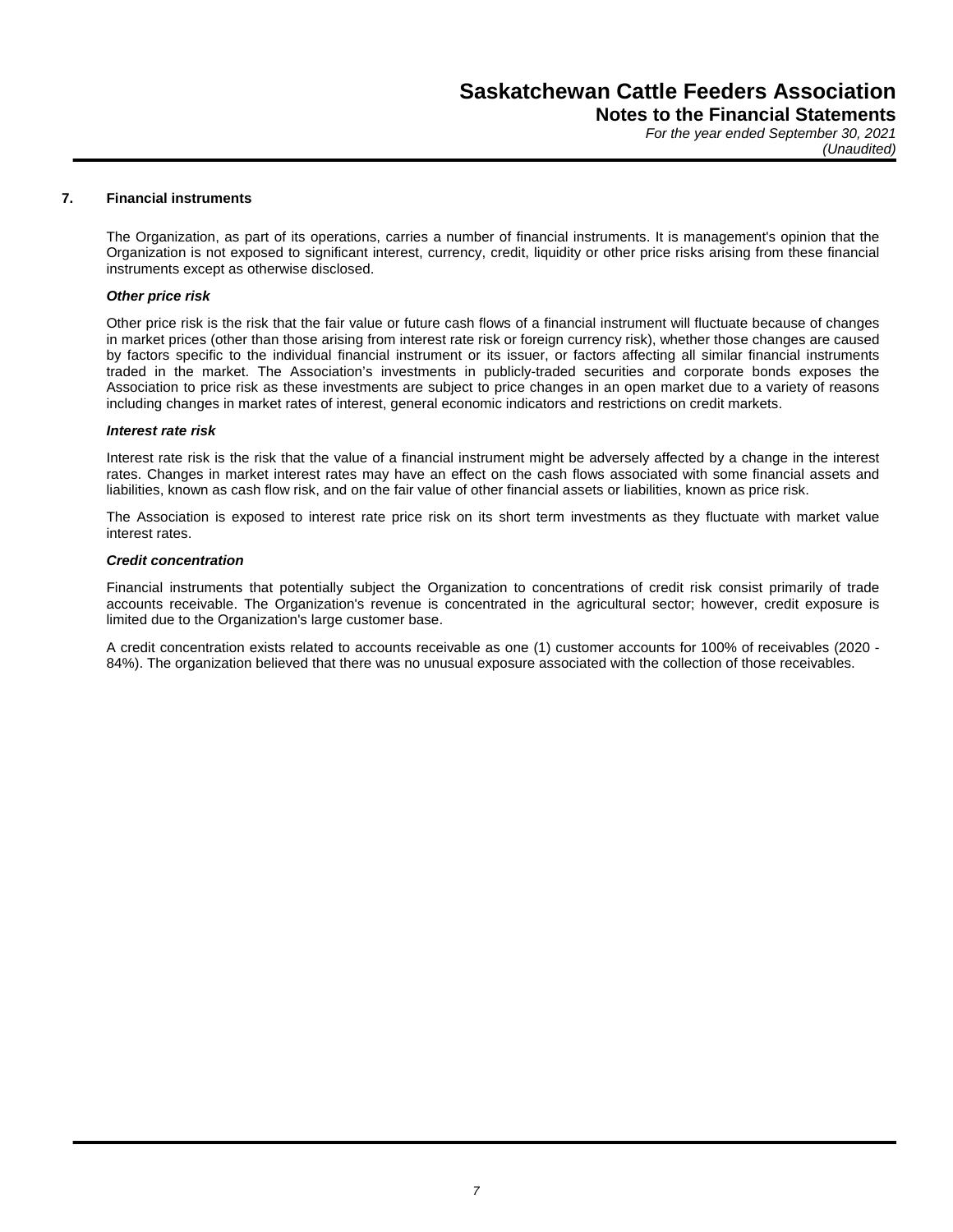## 7. Financial instruments

The Organization, as part of its operations, carries a number of financial instruments. It is management's opinion that the Organization is not exposed to significant interest, currency, credit, liquidity or other price risks arising from these financial instruments except as otherwise disclosed.

***Other price risk***

Other price risk is the risk that the fair value or future cash flows of a financial instrument will fluctuate because of changes in market prices (other than those arising from interest rate risk or foreign currency risk), whether those changes are caused by factors specific to the individual financial instrument or its issuer, or factors affecting all similar financial instruments traded in the market. The Association's investments in publicly-traded securities and corporate bonds exposes the Association to price risk as these investments are subject to price changes in an open market due to a variety of reasons including changes in market rates of interest, general economic indicators and restrictions on credit markets.

***Interest rate risk***

Interest rate risk is the risk that the value of a financial instrument might be adversely affected by a change in the interest rates. Changes in market interest rates may have an effect on the cash flows associated with some financial assets and liabilities, known as cash flow risk, and on the fair value of other financial assets or liabilities, known as price risk.

The Association is exposed to interest rate price risk on its short term investments as they fluctuate with market value interest rates.

***Credit concentration***

Financial instruments that potentially subject the Organization to concentrations of credit risk consist primarily of trade accounts receivable. The Organization's revenue is concentrated in the agricultural sector; however, credit exposure is limited due to the Organization's large customer base.

A credit concentration exists related to accounts receivable as one (1) customer accounts for 100% of receivables (2020 - 84%). The organization believed that there was no unusual exposure associated with the collection of those receivables.